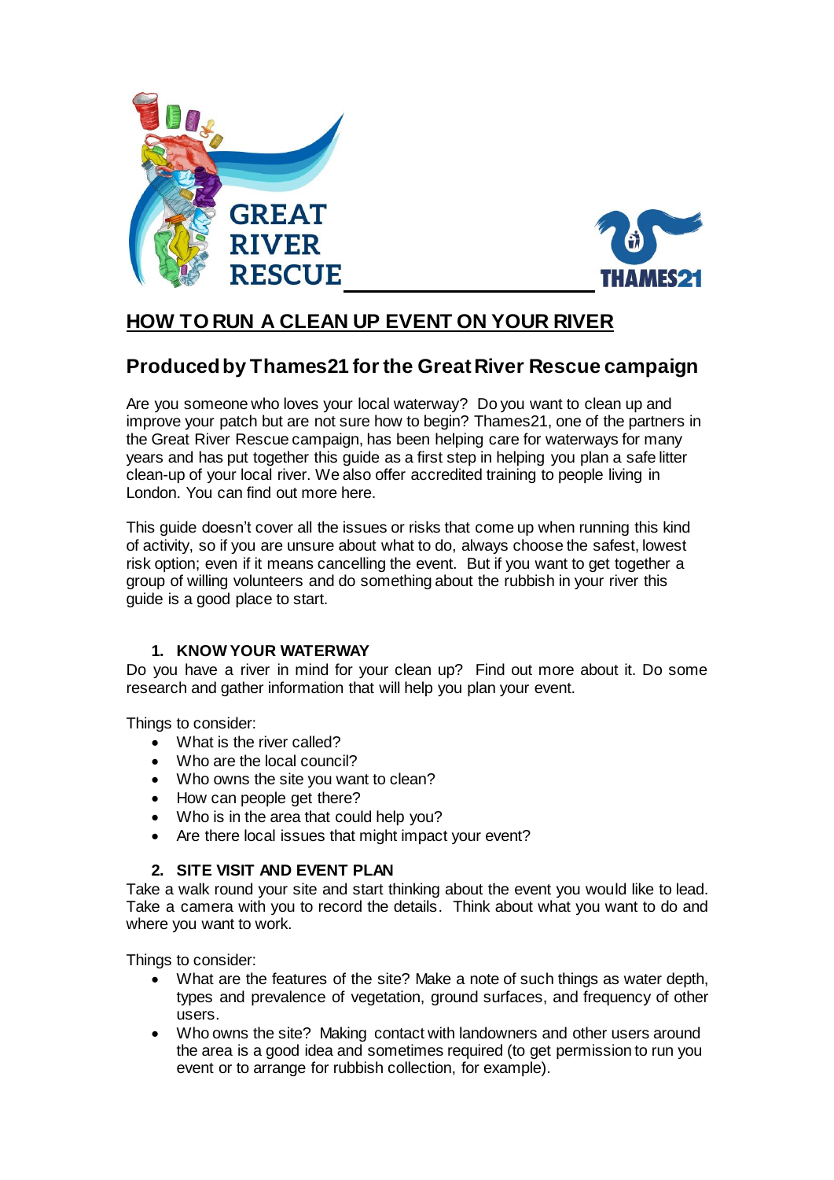GREAT RIVER RESCUE

THAMES21

# HOW TO RUN A CLEAN UP EVENT ON YOUR RIVER

## Produced by Thames21 for the Great River Rescue campaign

Are you someone who loves your local waterway? Do you want to clean up and improve your patch but are not sure how to begin? Thames21, one of the partners in the Great River Rescue campaign, has been helping care for waterways for many years and has put together this guide as a first step in helping you plan a safe litter clean-up of your local river. We also offer accredited training to people living in London. You can find out more here.

This guide doesn't cover all the issues or risks that come up when running this kind of activity, so if you are unsure about what to do, always choose the safest, lowest risk option; even if it means cancelling the event. But if you want to get together a group of willing volunteers and do something about the rubbish in your river this guide is a good place to start.

### 1. KNOW YOUR WATERWAY

Do you have a river in mind for your clean up? Find out more about it. Do some research and gather information that will help you plan your event.

Things to consider:

- What is the river called?
- Who are the local council?
- Who owns the site you want to clean?
- How can people get there?
- Who is in the area that could help you?
- Are there local issues that might impact your event?

### 2. SITE VISIT AND EVENT PLAN

Take a walk round your site and start thinking about the event you would like to lead. Take a camera with you to record the details. Think about what you want to do and where you want to work.

Things to consider:

- What are the features of the site? Make a note of such things as water depth, types and prevalence of vegetation, ground surfaces, and frequency of other users.
- Who owns the site? Making contact with landowners and other users around the area is a good idea and sometimes required (to get permission to run you event or to arrange for rubbish collection, for example).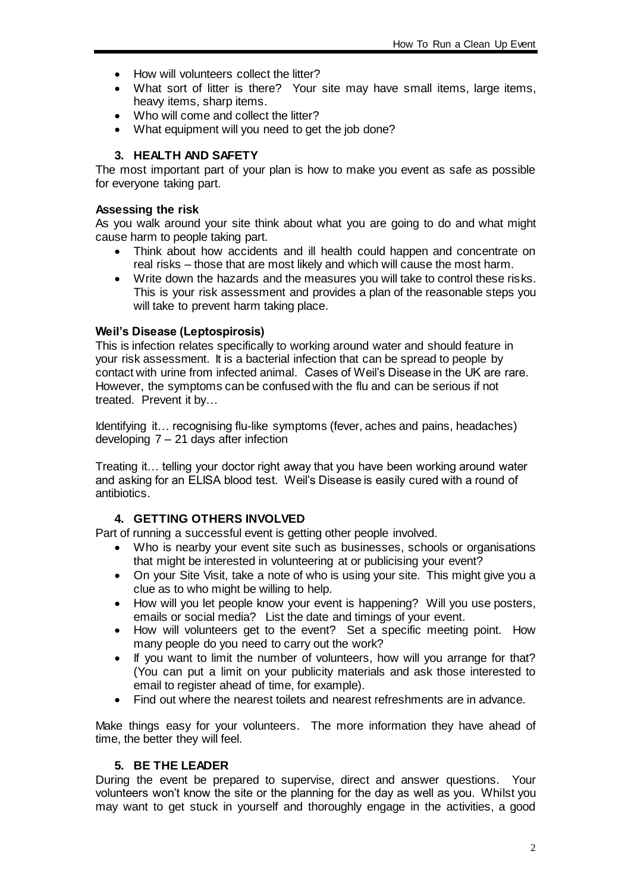- How will volunteers collect the litter?
- What sort of litter is there? Your site may have small items, large items, heavy items, sharp items.
- Who will come and collect the litter?
- What equipment will you need to get the job done?

## 3. HEALTH AND SAFETY

The most important part of your plan is how to make you event as safe as possible for everyone taking part.

**Assessing the risk**

As you walk around your site think about what you are going to do and what might cause harm to people taking part.

- Think about how accidents and ill health could happen and concentrate on real risks – those that are most likely and which will cause the most harm.
- Write down the hazards and the measures you will take to control these risks. This is your risk assessment and provides a plan of the reasonable steps you will take to prevent harm taking place.

**Weil's Disease (Leptospirosis)**

This is infection relates specifically to working around water and should feature in your risk assessment. It is a bacterial infection that can be spread to people by contact with urine from infected animal. Cases of Weil's Disease in the UK are rare. However, the symptoms can be confused with the flu and can be serious if not treated. Prevent it by…

Identifying it… recognising flu-like symptoms (fever, aches and pains, headaches) developing 7 – 21 days after infection

Treating it… telling your doctor right away that you have been working around water and asking for an ELISA blood test. Weil's Disease is easily cured with a round of antibiotics.

## 4. GETTING OTHERS INVOLVED

Part of running a successful event is getting other people involved.

- Who is nearby your event site such as businesses, schools or organisations that might be interested in volunteering at or publicising your event?
- On your Site Visit, take a note of who is using your site. This might give you a clue as to who might be willing to help.
- How will you let people know your event is happening? Will you use posters, emails or social media? List the date and timings of your event.
- How will volunteers get to the event? Set a specific meeting point. How many people do you need to carry out the work?
- If you want to limit the number of volunteers, how will you arrange for that? (You can put a limit on your publicity materials and ask those interested to email to register ahead of time, for example).
- Find out where the nearest toilets and nearest refreshments are in advance.

Make things easy for your volunteers. The more information they have ahead of time, the better they will feel.

## 5. BE THE LEADER

During the event be prepared to supervise, direct and answer questions. Your volunteers won't know the site or the planning for the day as well as you. Whilst you may want to get stuck in yourself and thoroughly engage in the activities, a good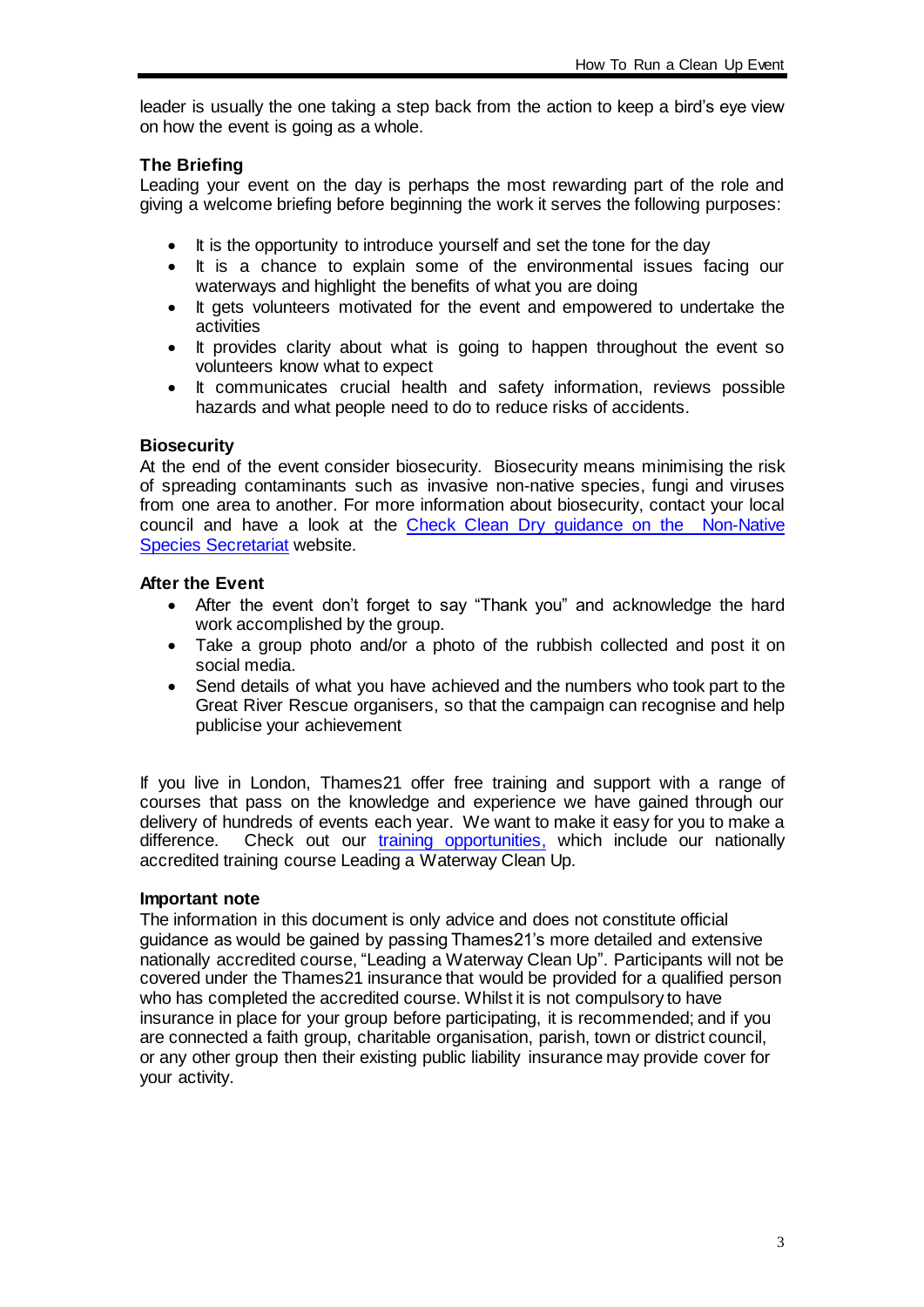leader is usually the one taking a step back from the action to keep a bird's eye view on how the event is going as a whole.

### The Briefing

Leading your event on the day is perhaps the most rewarding part of the role and giving a welcome briefing before beginning the work it serves the following purposes:

- It is the opportunity to introduce yourself and set the tone for the day
- It is a chance to explain some of the environmental issues facing our waterways and highlight the benefits of what you are doing
- It gets volunteers motivated for the event and empowered to undertake the activities
- It provides clarity about what is going to happen throughout the event so volunteers know what to expect
- It communicates crucial health and safety information, reviews possible hazards and what people need to do to reduce risks of accidents.

### Biosecurity

At the end of the event consider biosecurity. Biosecurity means minimising the risk of spreading contaminants such as invasive non-native species, fungi and viruses from one area to another. For more information about biosecurity, contact your local council and have a look at the Check Clean Dry guidance on the Non-Native Species Secretariat website.

### After the Event

- After the event don't forget to say "Thank you" and acknowledge the hard work accomplished by the group.
- Take a group photo and/or a photo of the rubbish collected and post it on social media.
- Send details of what you have achieved and the numbers who took part to the Great River Rescue organisers, so that the campaign can recognise and help publicise your achievement

If you live in London, Thames21 offer free training and support with a range of courses that pass on the knowledge and experience we have gained through our delivery of hundreds of events each year. We want to make it easy for you to make a difference. Check out our training opportunities, which include our nationally accredited training course Leading a Waterway Clean Up.

### Important note

The information in this document is only advice and does not constitute official guidance as would be gained by passing Thames21's more detailed and extensive nationally accredited course, "Leading a Waterway Clean Up". Participants will not be covered under the Thames21 insurance that would be provided for a qualified person who has completed the accredited course. Whilst it is not compulsory to have insurance in place for your group before participating, it is recommended; and if you are connected a faith group, charitable organisation, parish, town or district council, or any other group then their existing public liability insurance may provide cover for your activity.